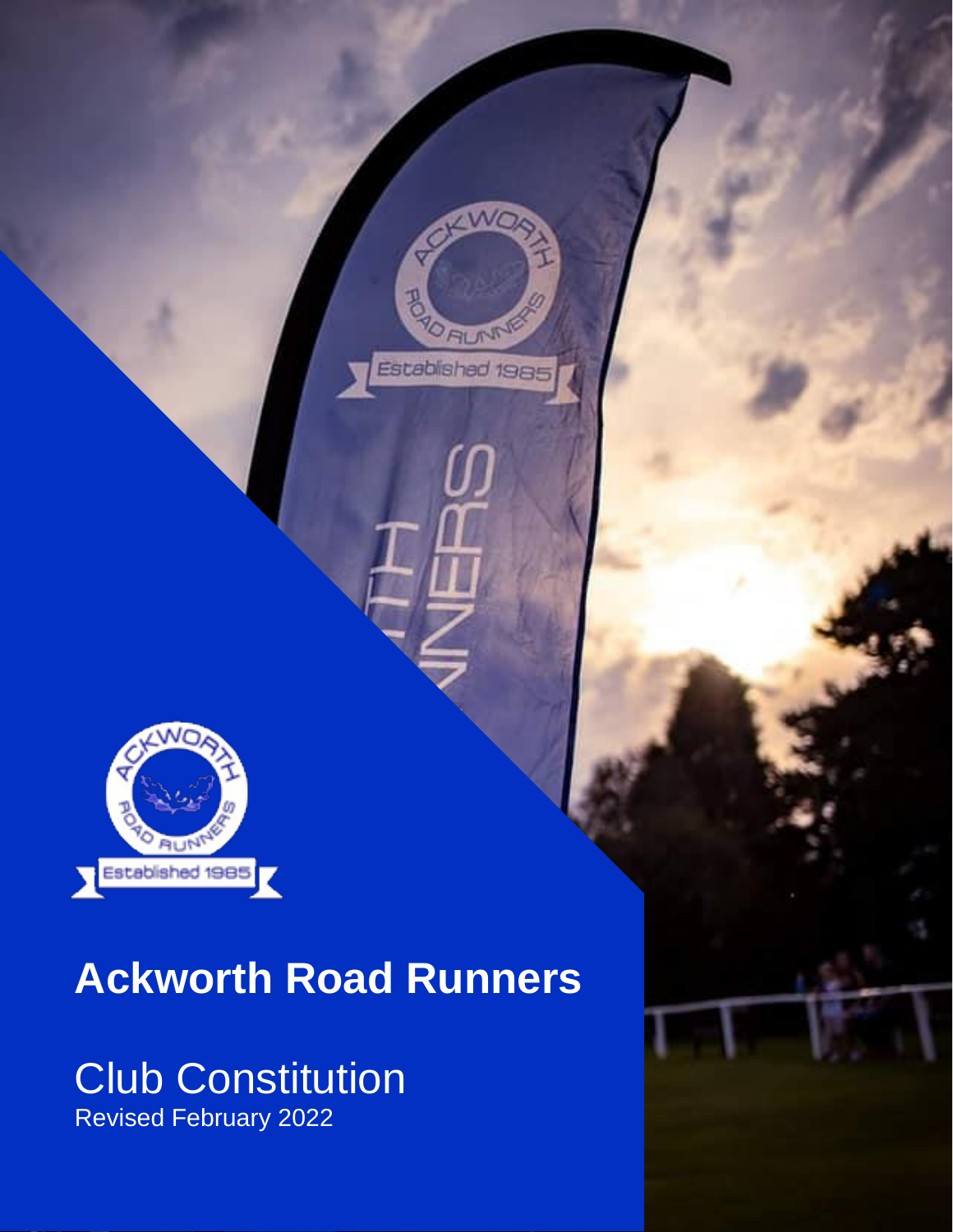# Ackworth Road Runners

## Club Constitution

Revised February 2022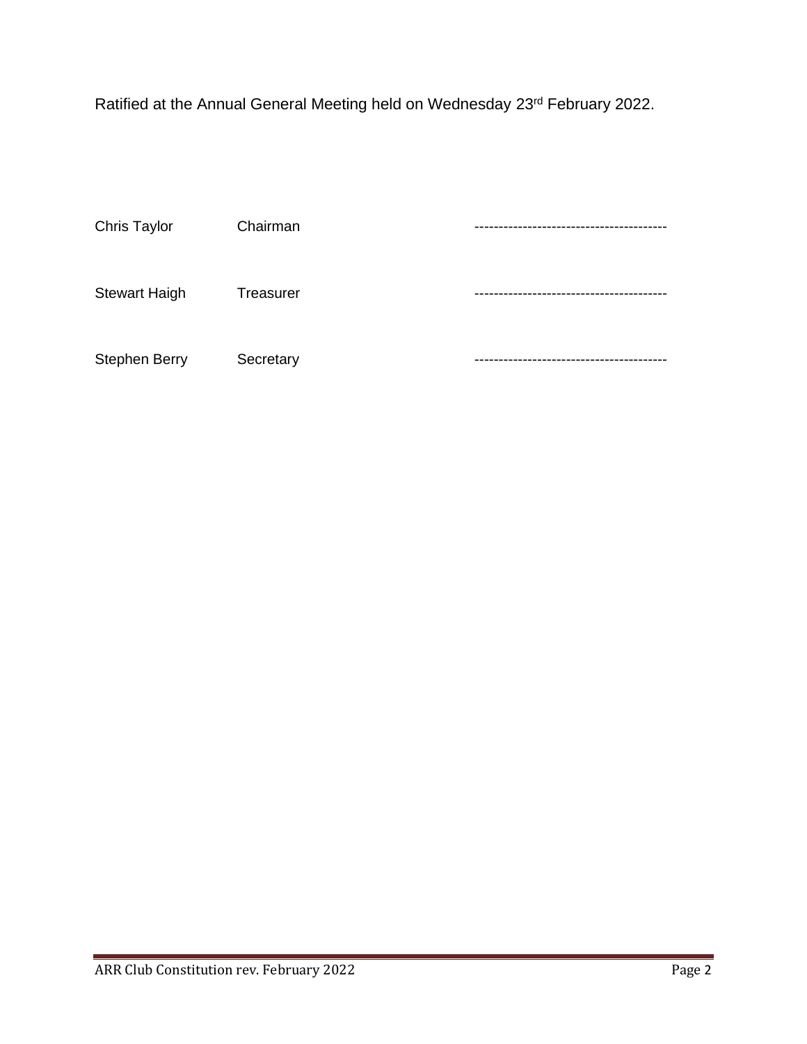Ratified at the Annual General Meeting held on Wednesday 23rd February 2022.

| | | |
|---|---|---|
| Chris Taylor | Chairman | ---------------------------------------- |
| Stewart Haigh | Treasurer | ---------------------------------------- |
| Stephen Berry | Secretary | ---------------------------------------- |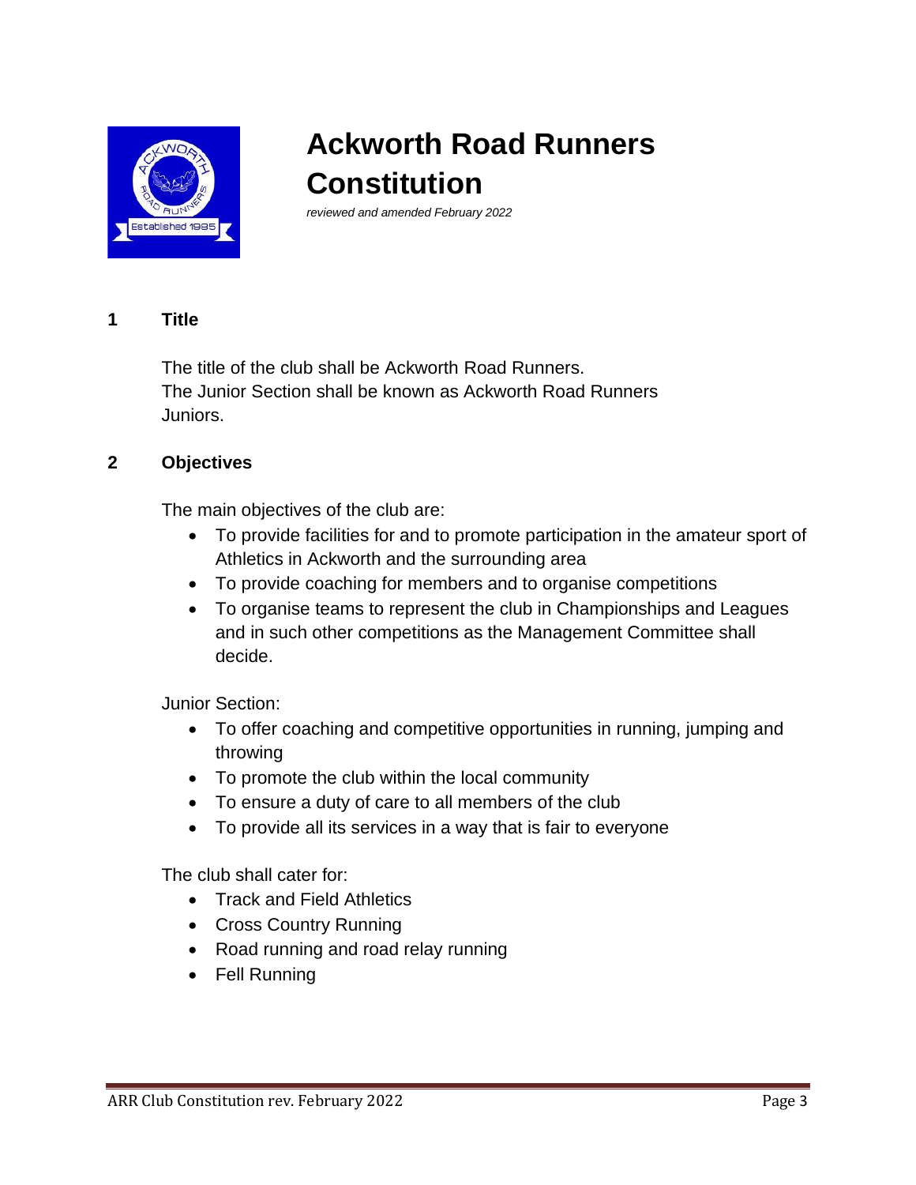# Ackworth Road Runners Constitution

*reviewed and amended February 2022*

## 1 Title

The title of the club shall be Ackworth Road Runners.
The Junior Section shall be known as Ackworth Road Runners Juniors.

## 2 Objectives

The main objectives of the club are:

- To provide facilities for and to promote participation in the amateur sport of Athletics in Ackworth and the surrounding area
- To provide coaching for members and to organise competitions
- To organise teams to represent the club in Championships and Leagues and in such other competitions as the Management Committee shall decide.

Junior Section:

- To offer coaching and competitive opportunities in running, jumping and throwing
- To promote the club within the local community
- To ensure a duty of care to all members of the club
- To provide all its services in a way that is fair to everyone

The club shall cater for:

- Track and Field Athletics
- Cross Country Running
- Road running and road relay running
- Fell Running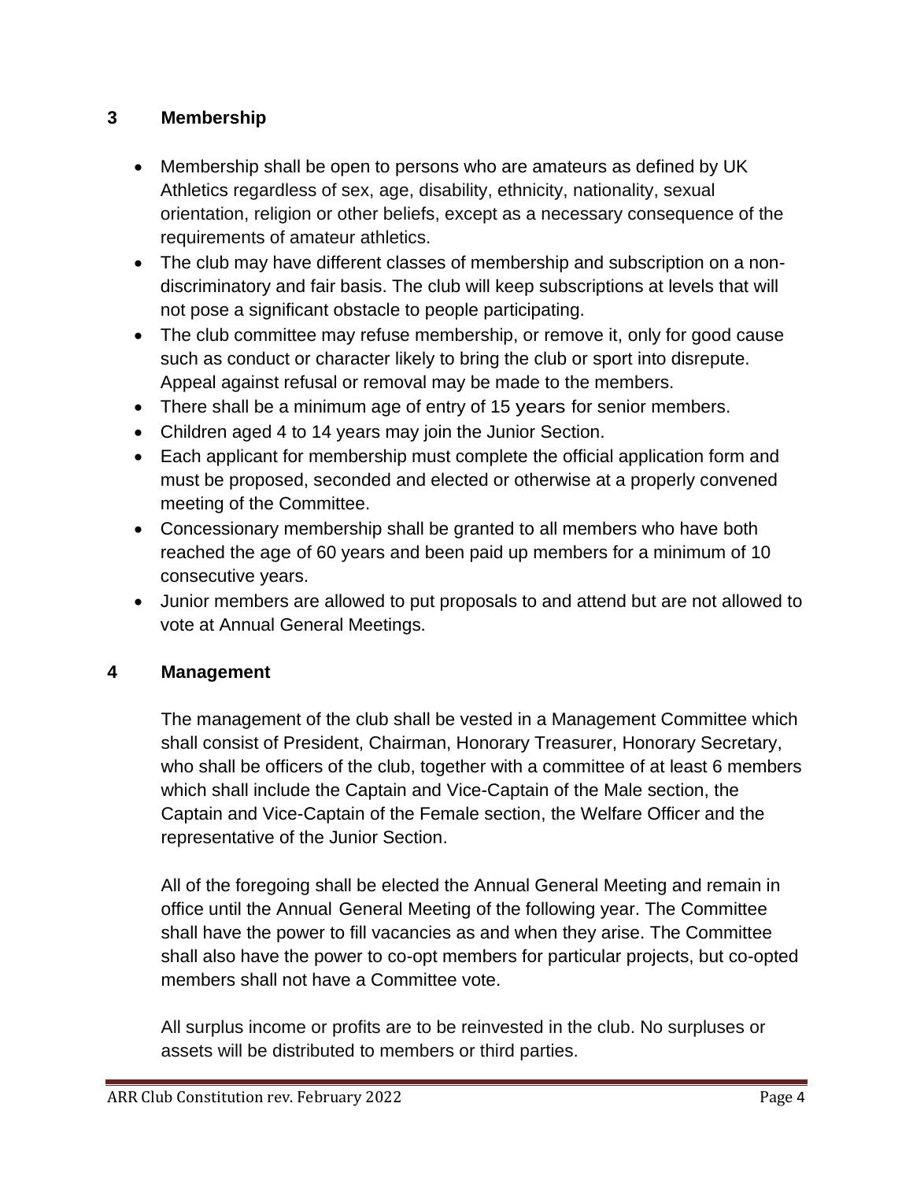## 3 Membership

- Membership shall be open to persons who are amateurs as defined by UK Athletics regardless of sex, age, disability, ethnicity, nationality, sexual orientation, religion or other beliefs, except as a necessary consequence of the requirements of amateur athletics.
- The club may have different classes of membership and subscription on a non-discriminatory and fair basis. The club will keep subscriptions at levels that will not pose a significant obstacle to people participating.
- The club committee may refuse membership, or remove it, only for good cause such as conduct or character likely to bring the club or sport into disrepute. Appeal against refusal or removal may be made to the members.
- There shall be a minimum age of entry of 15 years for senior members.
- Children aged 4 to 14 years may join the Junior Section.
- Each applicant for membership must complete the official application form and must be proposed, seconded and elected or otherwise at a properly convened meeting of the Committee.
- Concessionary membership shall be granted to all members who have both reached the age of 60 years and been paid up members for a minimum of 10 consecutive years.
- Junior members are allowed to put proposals to and attend but are not allowed to vote at Annual General Meetings.

## 4 Management

The management of the club shall be vested in a Management Committee which shall consist of President, Chairman, Honorary Treasurer, Honorary Secretary, who shall be officers of the club, together with a committee of at least 6 members which shall include the Captain and Vice-Captain of the Male section, the Captain and Vice-Captain of the Female section, the Welfare Officer and the representative of the Junior Section.

All of the foregoing shall be elected the Annual General Meeting and remain in office until the Annual General Meeting of the following year. The Committee shall have the power to fill vacancies as and when they arise. The Committee shall also have the power to co-opt members for particular projects, but co-opted members shall not have a Committee vote.

All surplus income or profits are to be reinvested in the club. No surpluses or assets will be distributed to members or third parties.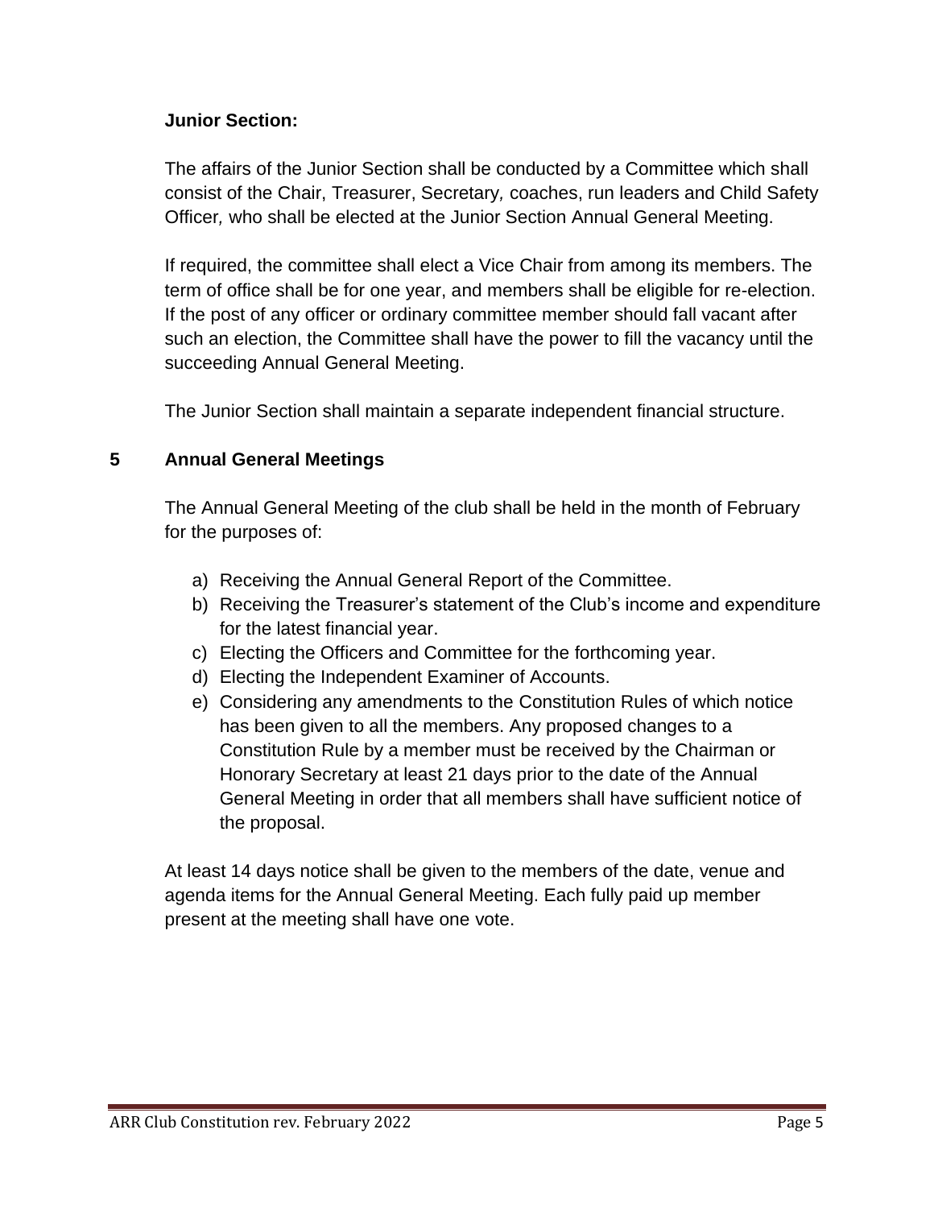**Junior Section:**

The affairs of the Junior Section shall be conducted by a Committee which shall consist of the Chair, Treasurer, Secretary*,* coaches, run leaders and Child Safety Officer*,* who shall be elected at the Junior Section Annual General Meeting.

If required, the committee shall elect a Vice Chair from among its members. The term of office shall be for one year, and members shall be eligible for re-election. If the post of any officer or ordinary committee member should fall vacant after such an election, the Committee shall have the power to fill the vacancy until the succeeding Annual General Meeting.

The Junior Section shall maintain a separate independent financial structure.

## 5 Annual General Meetings

The Annual General Meeting of the club shall be held in the month of February for the purposes of:

a) Receiving the Annual General Report of the Committee.
b) Receiving the Treasurer's statement of the Club's income and expenditure for the latest financial year.
c) Electing the Officers and Committee for the forthcoming year.
d) Electing the Independent Examiner of Accounts.
e) Considering any amendments to the Constitution Rules of which notice has been given to all the members. Any proposed changes to a Constitution Rule by a member must be received by the Chairman or Honorary Secretary at least 21 days prior to the date of the Annual General Meeting in order that all members shall have sufficient notice of the proposal.

At least 14 days notice shall be given to the members of the date, venue and agenda items for the Annual General Meeting. Each fully paid up member present at the meeting shall have one vote.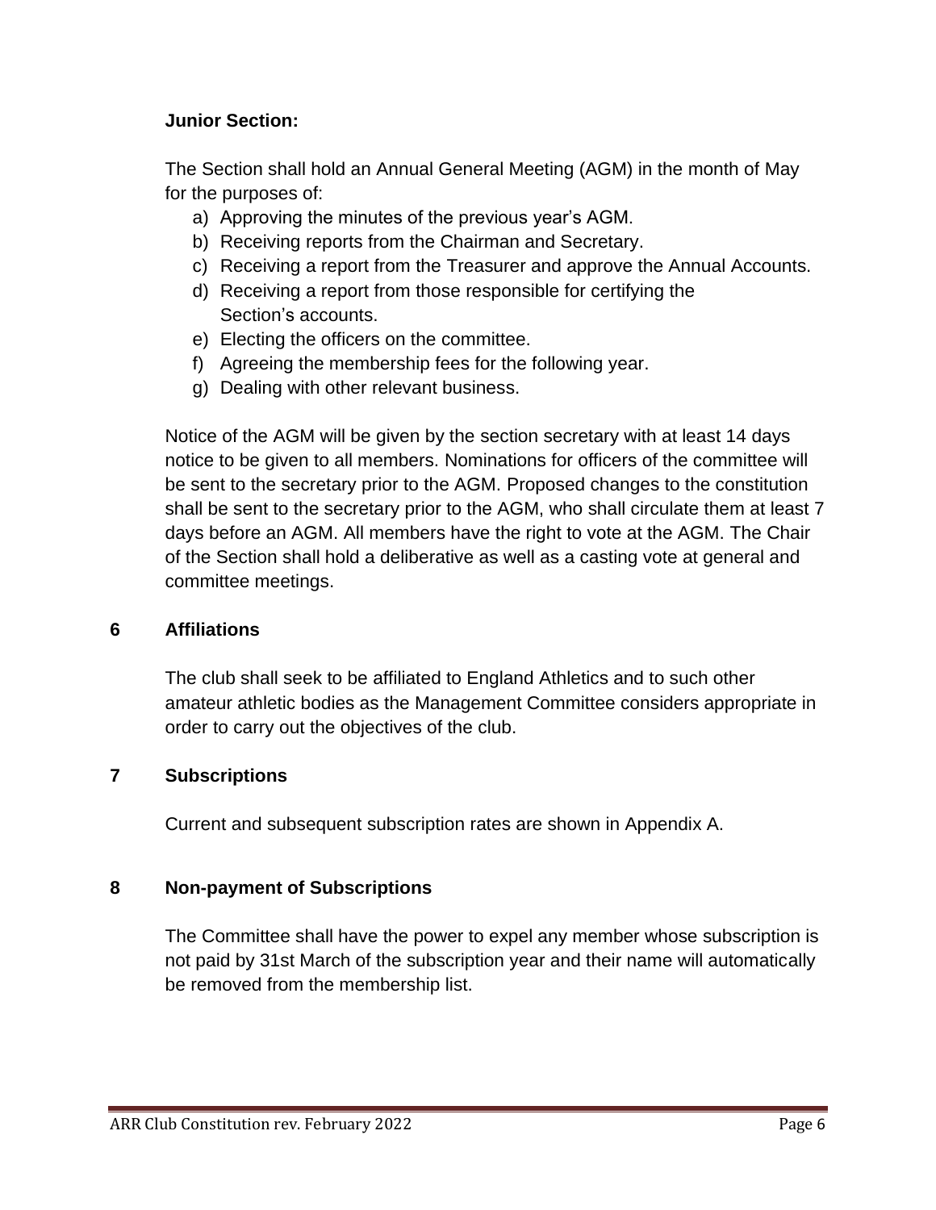**Junior Section:**

The Section shall hold an Annual General Meeting (AGM) in the month of May for the purposes of:

a) Approving the minutes of the previous year's AGM.
b) Receiving reports from the Chairman and Secretary.
c) Receiving a report from the Treasurer and approve the Annual Accounts.
d) Receiving a report from those responsible for certifying the Section's accounts.
e) Electing the officers on the committee.
f) Agreeing the membership fees for the following year.
g) Dealing with other relevant business.

Notice of the AGM will be given by the section secretary with at least 14 days notice to be given to all members. Nominations for officers of the committee will be sent to the secretary prior to the AGM. Proposed changes to the constitution shall be sent to the secretary prior to the AGM, who shall circulate them at least 7 days before an AGM. All members have the right to vote at the AGM. The Chair of the Section shall hold a deliberative as well as a casting vote at general and committee meetings.

## 6 Affiliations

The club shall seek to be affiliated to England Athletics and to such other amateur athletic bodies as the Management Committee considers appropriate in order to carry out the objectives of the club.

## 7 Subscriptions

Current and subsequent subscription rates are shown in Appendix A.

## 8 Non-payment of Subscriptions

The Committee shall have the power to expel any member whose subscription is not paid by 31st March of the subscription year and their name will automatically be removed from the membership list.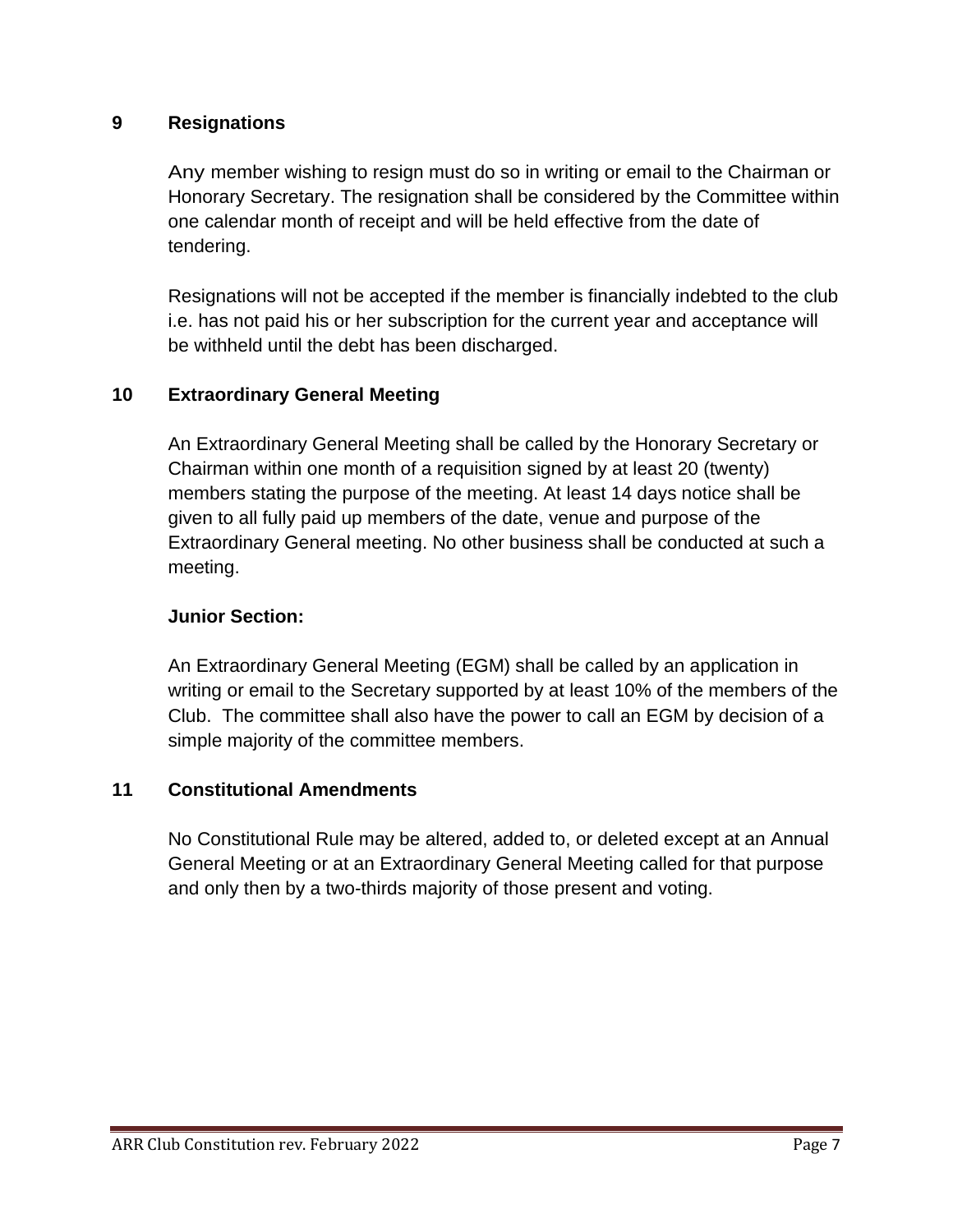## 9 Resignations

Any member wishing to resign must do so in writing or email to the Chairman or Honorary Secretary. The resignation shall be considered by the Committee within one calendar month of receipt and will be held effective from the date of tendering.

Resignations will not be accepted if the member is financially indebted to the club i.e. has not paid his or her subscription for the current year and acceptance will be withheld until the debt has been discharged.

## 10 Extraordinary General Meeting

An Extraordinary General Meeting shall be called by the Honorary Secretary or Chairman within one month of a requisition signed by at least 20 (twenty) members stating the purpose of the meeting. At least 14 days notice shall be given to all fully paid up members of the date, venue and purpose of the Extraordinary General meeting. No other business shall be conducted at such a meeting.

**Junior Section:**

An Extraordinary General Meeting (EGM) shall be called by an application in writing or email to the Secretary supported by at least 10% of the members of the Club. The committee shall also have the power to call an EGM by decision of a simple majority of the committee members.

## 11 Constitutional Amendments

No Constitutional Rule may be altered, added to, or deleted except at an Annual General Meeting or at an Extraordinary General Meeting called for that purpose and only then by a two-thirds majority of those present and voting.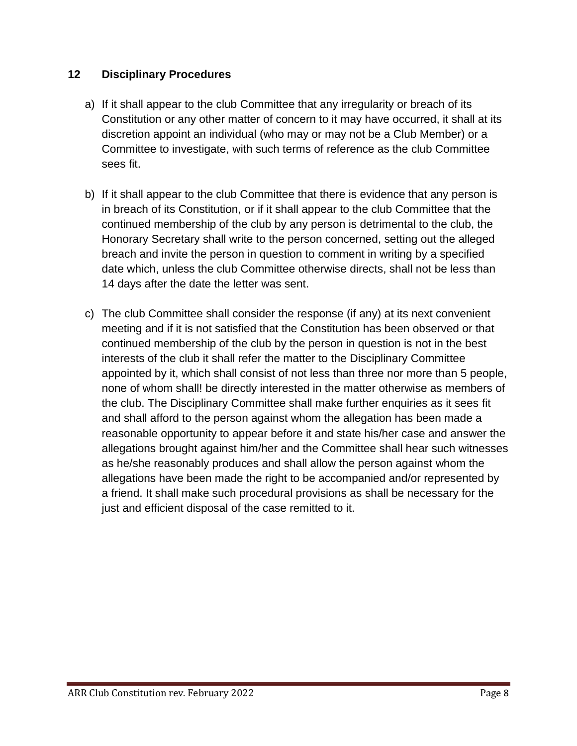## 12 Disciplinary Procedures

a) If it shall appear to the club Committee that any irregularity or breach of its Constitution or any other matter of concern to it may have occurred, it shall at its discretion appoint an individual (who may or may not be a Club Member) or a Committee to investigate, with such terms of reference as the club Committee sees fit.

b) If it shall appear to the club Committee that there is evidence that any person is in breach of its Constitution, or if it shall appear to the club Committee that the continued membership of the club by any person is detrimental to the club, the Honorary Secretary shall write to the person concerned, setting out the alleged breach and invite the person in question to comment in writing by a specified date which, unless the club Committee otherwise directs, shall not be less than 14 days after the date the letter was sent.

c) The club Committee shall consider the response (if any) at its next convenient meeting and if it is not satisfied that the Constitution has been observed or that continued membership of the club by the person in question is not in the best interests of the club it shall refer the matter to the Disciplinary Committee appointed by it, which shall consist of not less than three nor more than 5 people, none of whom shall! be directly interested in the matter otherwise as members of the club. The Disciplinary Committee shall make further enquiries as it sees fit and shall afford to the person against whom the allegation has been made a reasonable opportunity to appear before it and state his/her case and answer the allegations brought against him/her and the Committee shall hear such witnesses as he/she reasonably produces and shall allow the person against whom the allegations have been made the right to be accompanied and/or represented by a friend. It shall make such procedural provisions as shall be necessary for the just and efficient disposal of the case remitted to it.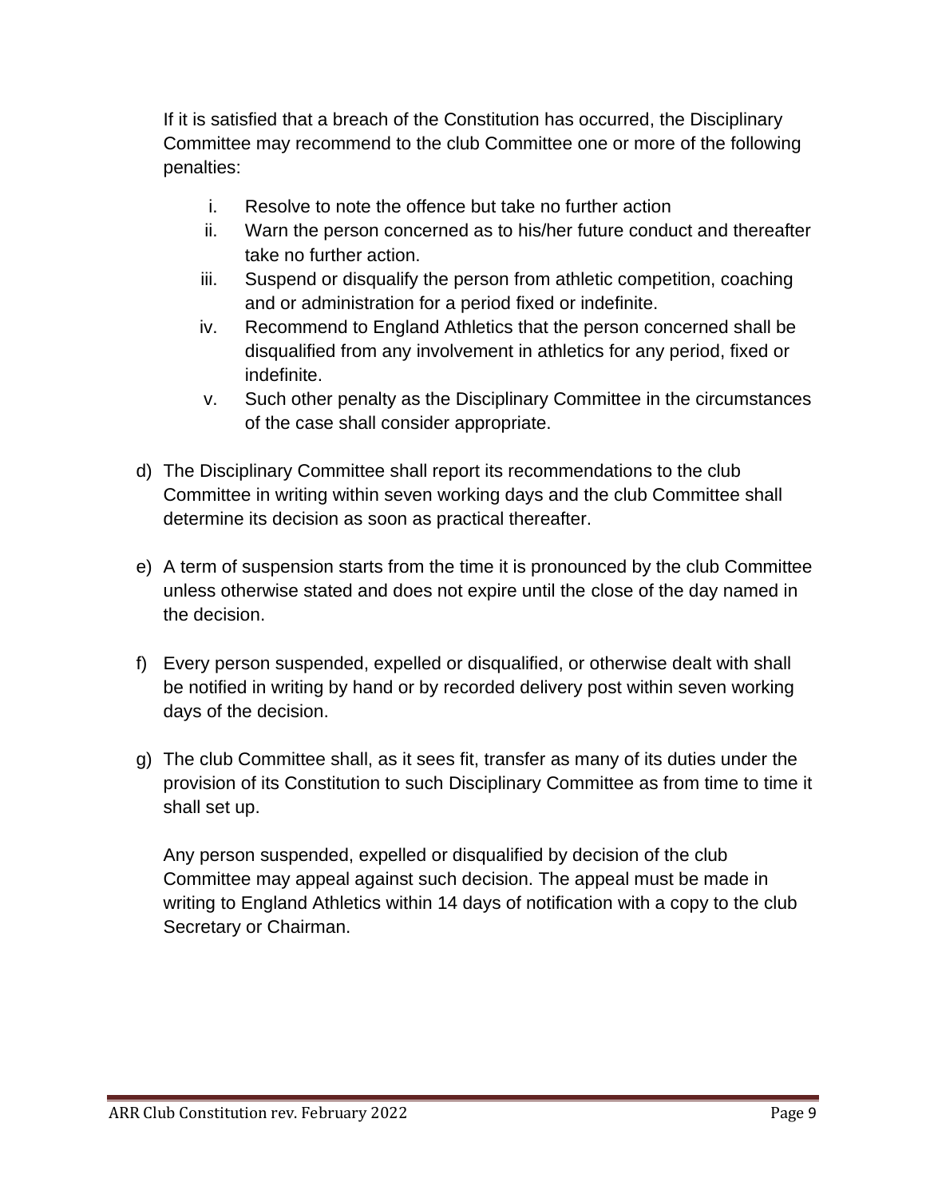If it is satisfied that a breach of the Constitution has occurred, the Disciplinary Committee may recommend to the club Committee one or more of the following penalties:

i. Resolve to note the offence but take no further action
ii. Warn the person concerned as to his/her future conduct and thereafter take no further action.
iii. Suspend or disqualify the person from athletic competition, coaching and or administration for a period fixed or indefinite.
iv. Recommend to England Athletics that the person concerned shall be disqualified from any involvement in athletics for any period, fixed or indefinite.
v. Such other penalty as the Disciplinary Committee in the circumstances of the case shall consider appropriate.

d) The Disciplinary Committee shall report its recommendations to the club Committee in writing within seven working days and the club Committee shall determine its decision as soon as practical thereafter.

e) A term of suspension starts from the time it is pronounced by the club Committee unless otherwise stated and does not expire until the close of the day named in the decision.

f) Every person suspended, expelled or disqualified, or otherwise dealt with shall be notified in writing by hand or by recorded delivery post within seven working days of the decision.

g) The club Committee shall, as it sees fit, transfer as many of its duties under the provision of its Constitution to such Disciplinary Committee as from time to time it shall set up.

   Any person suspended, expelled or disqualified by decision of the club Committee may appeal against such decision. The appeal must be made in writing to England Athletics within 14 days of notification with a copy to the club Secretary or Chairman.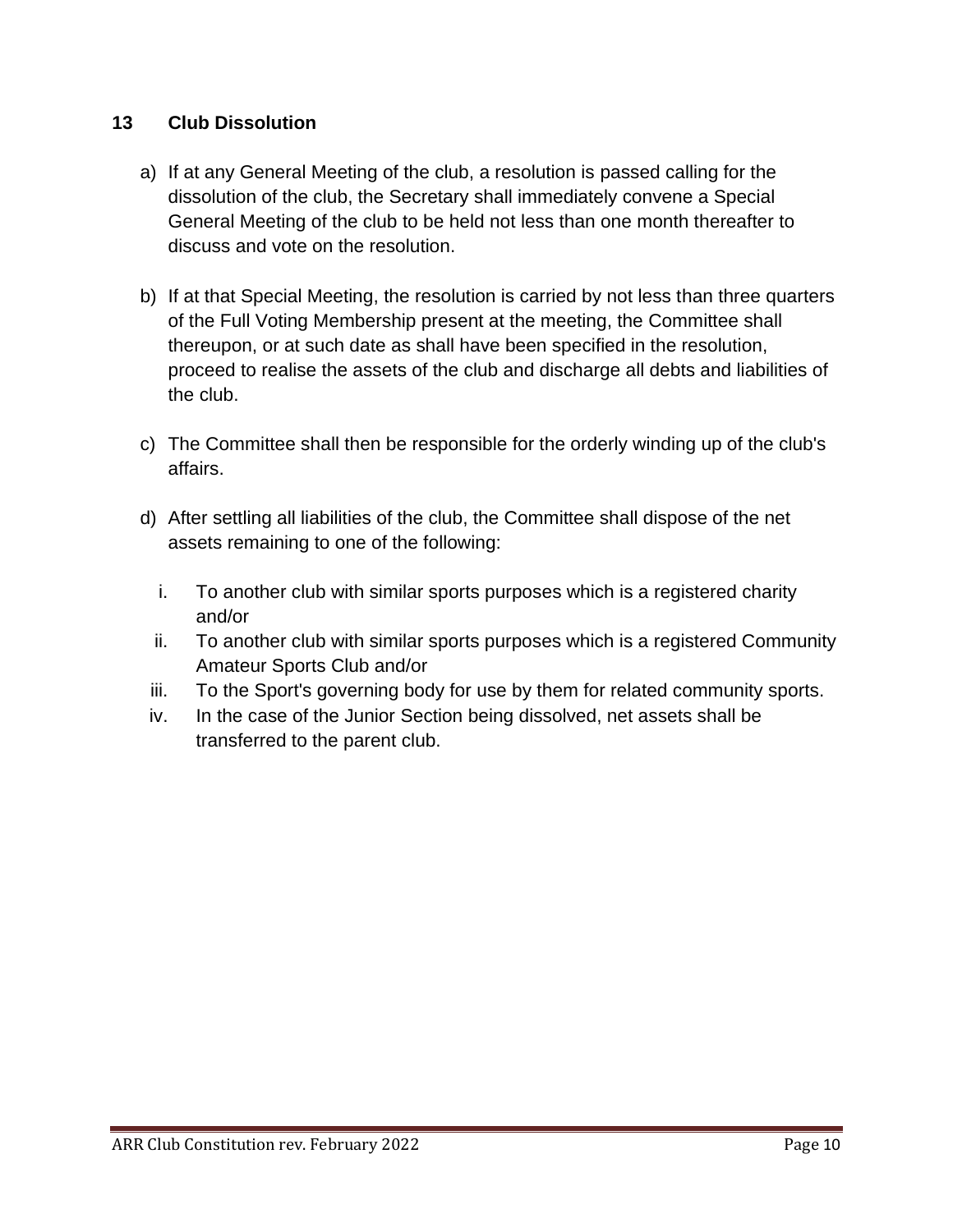## 13 Club Dissolution

a) If at any General Meeting of the club, a resolution is passed calling for the dissolution of the club, the Secretary shall immediately convene a Special General Meeting of the club to be held not less than one month thereafter to discuss and vote on the resolution.

b) If at that Special Meeting, the resolution is carried by not less than three quarters of the Full Voting Membership present at the meeting, the Committee shall thereupon, or at such date as shall have been specified in the resolution, proceed to realise the assets of the club and discharge all debts and liabilities of the club.

c) The Committee shall then be responsible for the orderly winding up of the club's affairs.

d) After settling all liabilities of the club, the Committee shall dispose of the net assets remaining to one of the following:

   i. To another club with similar sports purposes which is a registered charity and/or
   ii. To another club with similar sports purposes which is a registered Community Amateur Sports Club and/or
   iii. To the Sport's governing body for use by them for related community sports.
   iv. In the case of the Junior Section being dissolved, net assets shall be transferred to the parent club.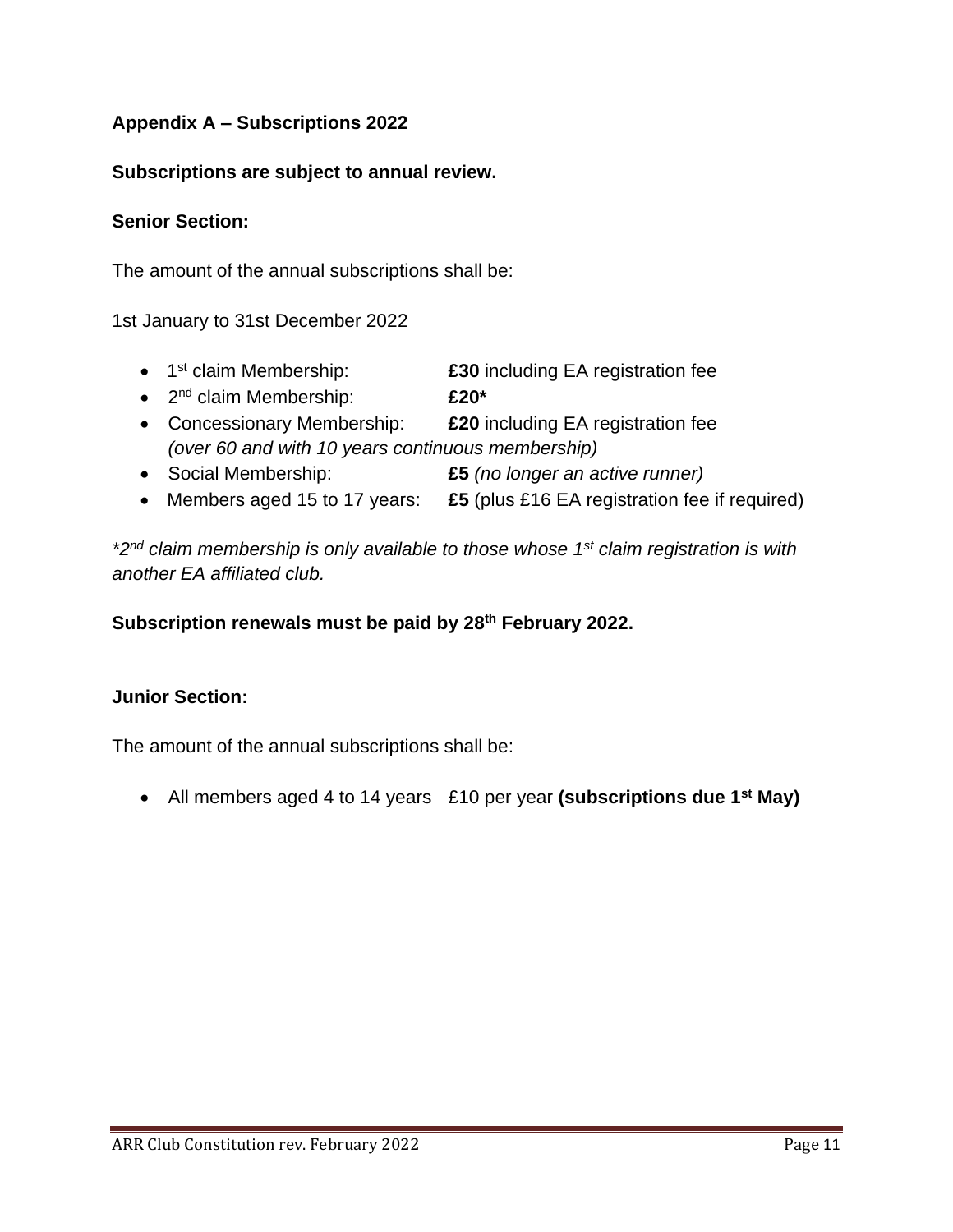## Appendix A – Subscriptions 2022

**Subscriptions are subject to annual review.**

**Senior Section:**

The amount of the annual subscriptions shall be:

1st January to 31st December 2022

- 1st claim Membership: **£30** including EA registration fee
- 2nd claim Membership: **£20***
- Concessionary Membership: **£20** including EA registration fee
  *(over 60 and with 10 years continuous membership)*
- Social Membership: **£5** *(no longer an active runner)*
- Members aged 15 to 17 years: **£5** (plus £16 EA registration fee if required)

*\*2nd claim membership is only available to those whose 1st claim registration is with another EA affiliated club.*

**Subscription renewals must be paid by 28th February 2022.**

**Junior Section:**

The amount of the annual subscriptions shall be:

- All members aged 4 to 14 years £10 per year **(subscriptions due 1st May)**